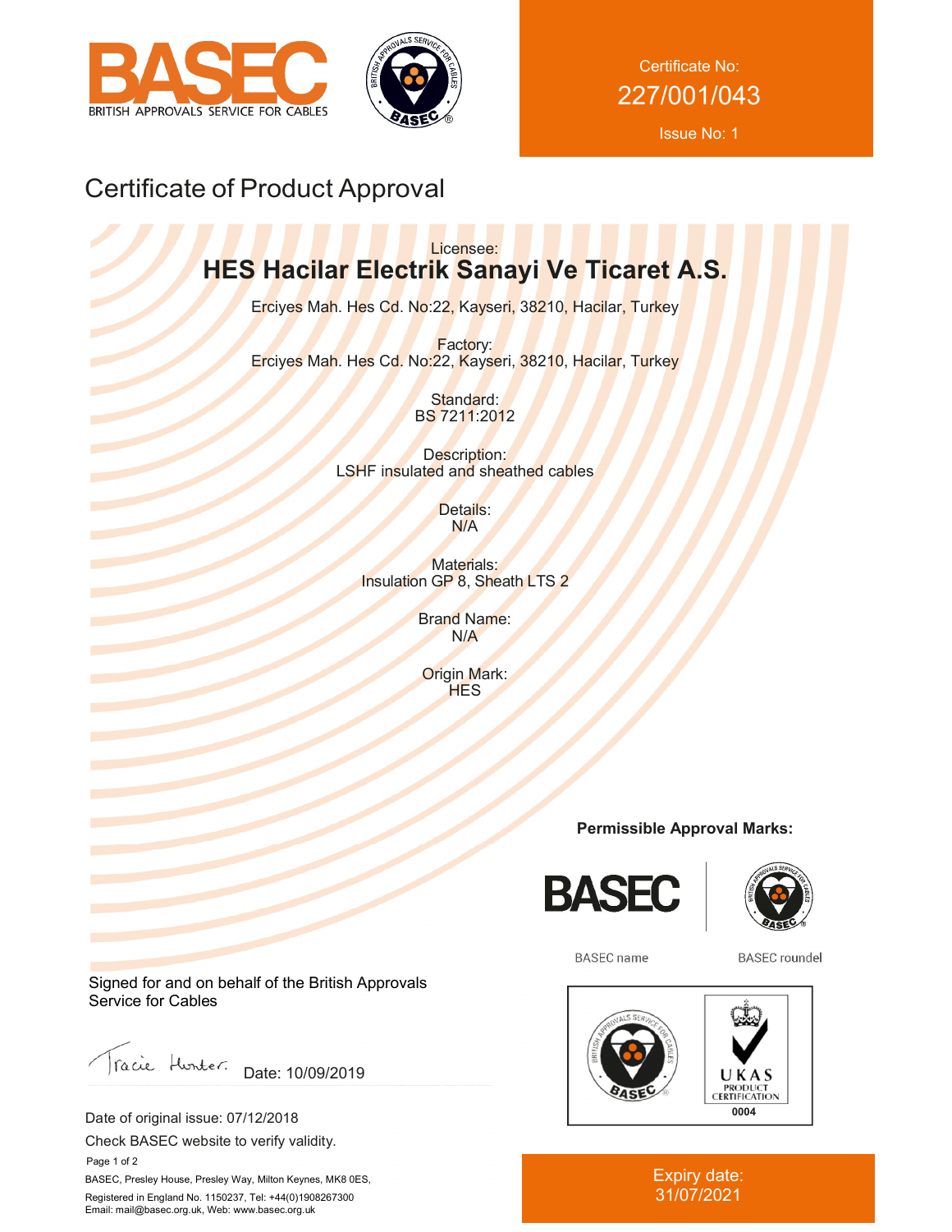BASEC
BRITISH APPROVALS SERVICE FOR CABLES

Certificate No:
227/001/043
Issue No: 1

# Certificate of Product Approval

Licensee:
**HES Hacilar Electrik Sanayi Ve Ticaret A.S.**

Erciyes Mah. Hes Cd. No:22, Kayseri, 38210, Hacilar, Turkey

Factory:
Erciyes Mah. Hes Cd. No:22, Kayseri, 38210, Hacilar, Turkey

Standard:
BS 7211:2012

Description:
LSHF insulated and sheathed cables

Details:
N/A

Materials:
Insulation GP 8, Sheath LTS 2

Brand Name:
N/A

Origin Mark:
HES

**Permissible Approval Marks:**

BASEC name

BASEC roundel

UKAS PRODUCT CERTIFICATION 0004

Signed for and on behalf of the British Approvals Service for Cables

Tracie Hunter. Date: 10/09/2019

Date of original issue: 07/12/2018

Check BASEC website to verify validity.

BASEC, Presley House, Presley Way, Milton Keynes, MK8 0ES,

Registered in England No. 1150237, Tel: +44(0)1908267300
Email: mail@basec.org.uk, Web: www.basec.org.uk

Expiry date:
31/07/2021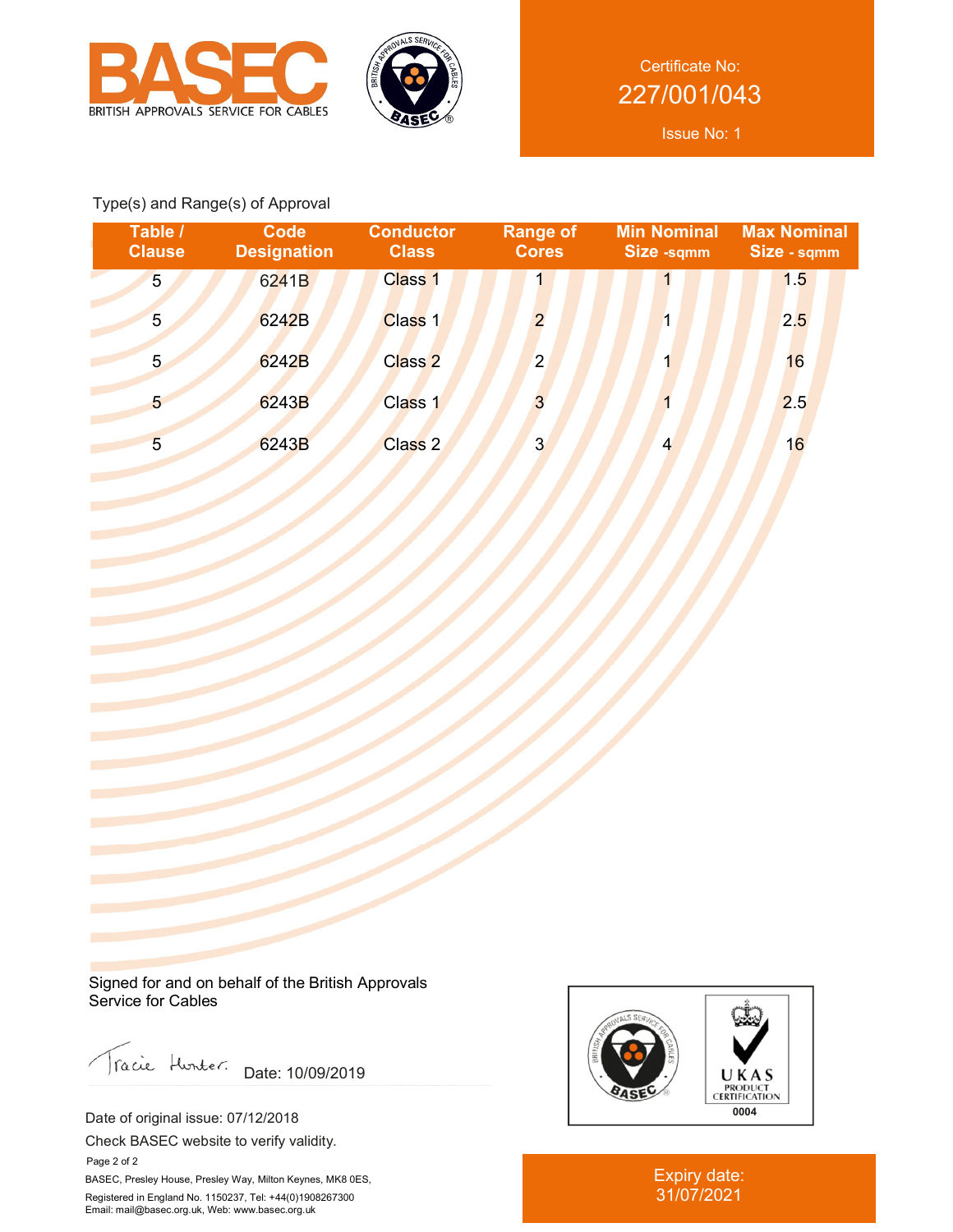BASEC
BRITISH APPROVALS SERVICE FOR CABLES

Certificate No:
227/001/043
Issue No: 1

Type(s) and Range(s) of Approval

| Table / Clause | Code Designation | Conductor Class | Range of Cores | Min Nominal Size -sqmm | Max Nominal Size - sqmm |
|---|---|---|---|---|---|
| 5 | 6241B | Class 1 | 1 | 1 | 1.5 |
| 5 | 6242B | Class 1 | 2 | 1 | 2.5 |
| 5 | 6242B | Class 2 | 2 | 1 | 16 |
| 5 | 6243B | Class 1 | 3 | 1 | 2.5 |
| 5 | 6243B | Class 2 | 3 | 4 | 16 |

Signed for and on behalf of the British Approvals Service for Cables

Tracie Hunter. Date: 10/09/2019

Date of original issue: 07/12/2018

Check BASEC website to verify validity.

BASEC, Presley House, Presley Way, Milton Keynes, MK8 0ES,

Registered in England No. 1150237, Tel: +44(0)1908267300

Email: mail@basec.org.uk, Web: www.basec.org.uk

UKAS PRODUCT CERTIFICATION 0004

Expiry date: 31/07/2021